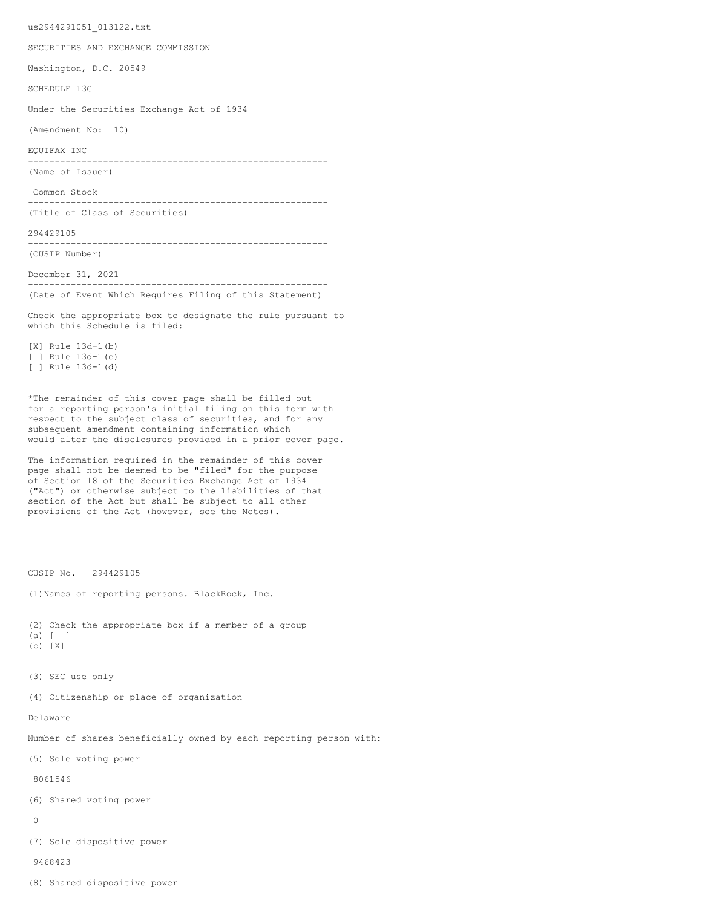us2944291051_013122.txt

SECURITIES AND EXCHANGE COMMISSION

Washington, D.C. 20549

SCHEDULE 13G

Under the Securities Exchange Act of 1934

(Amendment No: 10)

EQUIFAX INC

--------------------------------------------------------

(Name of Issuer)

Common Stock

--------------------------------------------------------

(Title of Class of Securities)

294429105

--------------------------------------------------------

(CUSIP Number)

December 31, 2021

--------------------------------------------------------

(Date of Event Which Requires Filing of this Statement)

Check the appropriate box to designate the rule pursuant to which this Schedule is filed:

[X] Rule 13d-1(b)
[ ] Rule 13d-1(c)
[ ] Rule 13d-1(d)

*The remainder of this cover page shall be filled out for a reporting person's initial filing on this form with respect to the subject class of securities, and for any subsequent amendment containing information which would alter the disclosures provided in a prior cover page.

The information required in the remainder of this cover page shall not be deemed to be "filed" for the purpose of Section 18 of the Securities Exchange Act of 1934 ("Act") or otherwise subject to the liabilities of that section of the Act but shall be subject to all other provisions of the Act (however, see the Notes).

CUSIP No. 294429105

(1)Names of reporting persons. BlackRock, Inc.

(2) Check the appropriate box if a member of a group
(a) [ ]
(b) [X]

(3) SEC use only

(4) Citizenship or place of organization

Delaware

Number of shares beneficially owned by each reporting person with:

(5) Sole voting power

8061546

(6) Shared voting power

0

(7) Sole dispositive power

9468423

(8) Shared dispositive power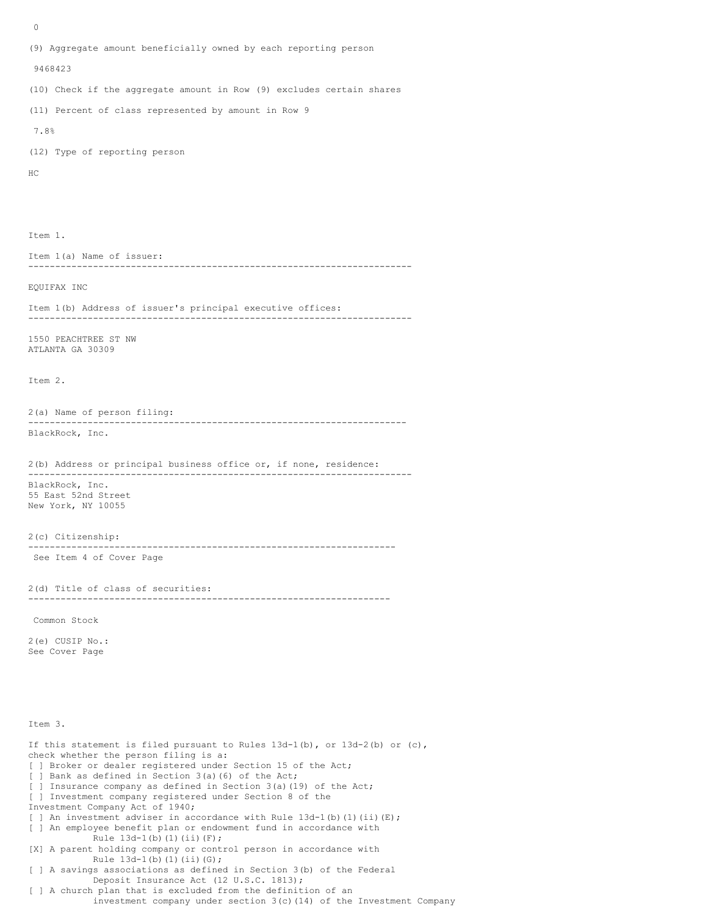0

(9) Aggregate amount beneficially owned by each reporting person

9468423

(10) Check if the aggregate amount in Row (9) excludes certain shares

(11) Percent of class represented by amount in Row 9

7.8%

(12) Type of reporting person

HC

Item 1.

Item 1(a) Name of issuer:

---

EQUIFAX INC

Item 1(b) Address of issuer's principal executive offices:

---

1550 PEACHTREE ST NW
ATLANTA GA 30309

Item 2.

2(a) Name of person filing:

---

BlackRock, Inc.

2(b) Address or principal business office or, if none, residence:

---

BlackRock, Inc.
55 East 52nd Street
New York, NY 10055

2(c) Citizenship:

---

See Item 4 of Cover Page

2(d) Title of class of securities:

---

Common Stock

2(e) CUSIP No.:
See Cover Page

Item 3.

If this statement is filed pursuant to Rules 13d-1(b), or 13d-2(b) or (c), check whether the person filing is a:
[ ] Broker or dealer registered under Section 15 of the Act;
[ ] Bank as defined in Section 3(a)(6) of the Act;
[ ] Insurance company as defined in Section 3(a)(19) of the Act;
[ ] Investment company registered under Section 8 of the Investment Company Act of 1940;
[ ] An investment adviser in accordance with Rule 13d-1(b)(1)(ii)(E);
[ ] An employee benefit plan or endowment fund in accordance with Rule 13d-1(b)(1)(ii)(F);
[X] A parent holding company or control person in accordance with Rule 13d-1(b)(1)(ii)(G);
[ ] A savings associations as defined in Section 3(b) of the Federal Deposit Insurance Act (12 U.S.C. 1813);
[ ] A church plan that is excluded from the definition of an investment company under section 3(c)(14) of the Investment Company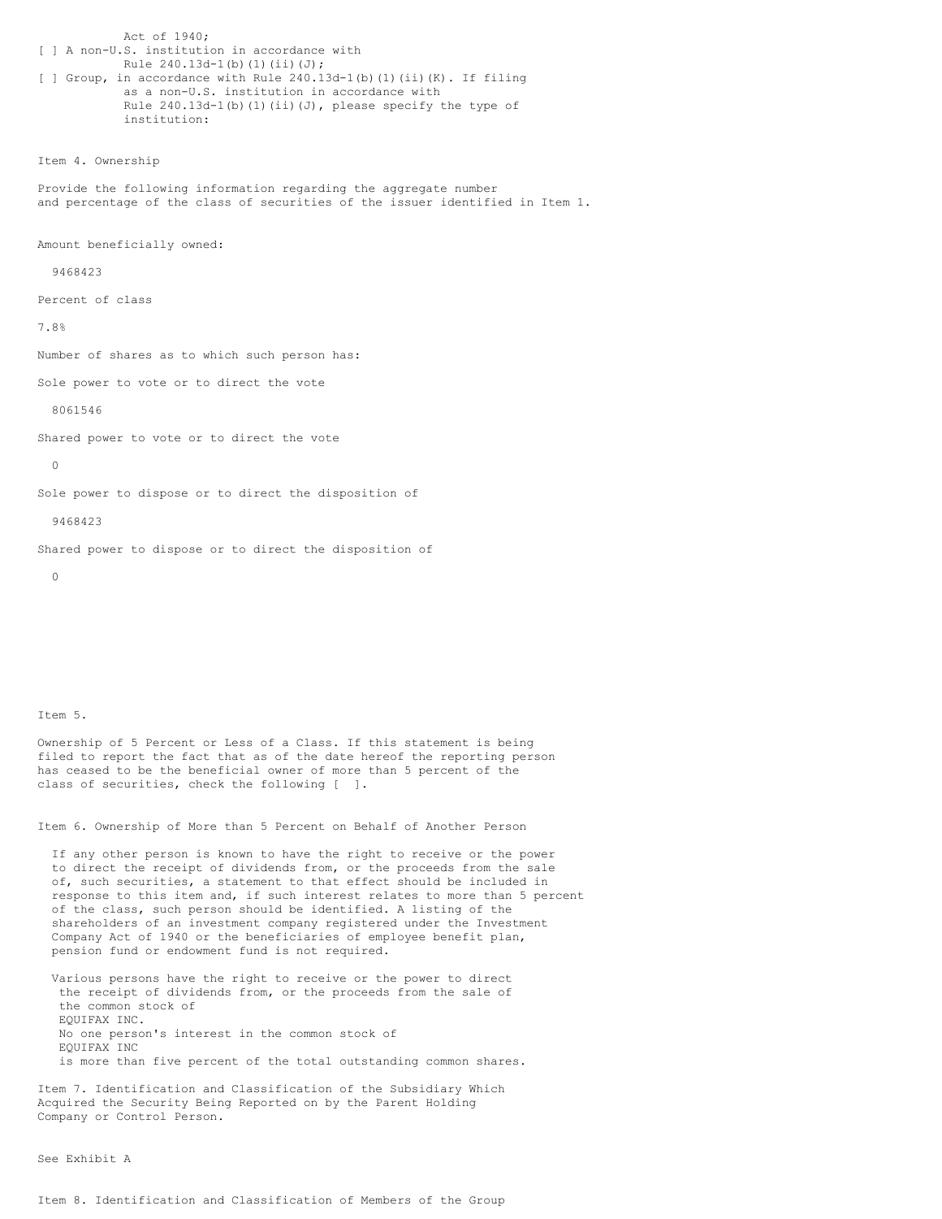Act of 1940;

[ ] A non-U.S. institution in accordance with Rule 240.13d-1(b)(1)(ii)(J);

[ ] Group, in accordance with Rule 240.13d-1(b)(1)(ii)(K). If filing as a non-U.S. institution in accordance with Rule 240.13d-1(b)(1)(ii)(J), please specify the type of institution:

Item 4. Ownership

Provide the following information regarding the aggregate number and percentage of the class of securities of the issuer identified in Item 1.

Amount beneficially owned:

9468423

Percent of class

7.8%

Number of shares as to which such person has:

Sole power to vote or to direct the vote

8061546

Shared power to vote or to direct the vote

0

Sole power to dispose or to direct the disposition of

9468423

Shared power to dispose or to direct the disposition of

0

Item 5.

Ownership of 5 Percent or Less of a Class. If this statement is being filed to report the fact that as of the date hereof the reporting person has ceased to be the beneficial owner of more than 5 percent of the class of securities, check the following [ ].

Item 6. Ownership of More than 5 Percent on Behalf of Another Person

If any other person is known to have the right to receive or the power to direct the receipt of dividends from, or the proceeds from the sale of, such securities, a statement to that effect should be included in response to this item and, if such interest relates to more than 5 percent of the class, such person should be identified. A listing of the shareholders of an investment company registered under the Investment Company Act of 1940 or the beneficiaries of employee benefit plan, pension fund or endowment fund is not required.

Various persons have the right to receive or the power to direct the receipt of dividends from, or the proceeds from the sale of the common stock of EQUIFAX INC. No one person's interest in the common stock of EQUIFAX INC is more than five percent of the total outstanding common shares.

Item 7. Identification and Classification of the Subsidiary Which Acquired the Security Being Reported on by the Parent Holding Company or Control Person.

See Exhibit A

Item 8. Identification and Classification of Members of the Group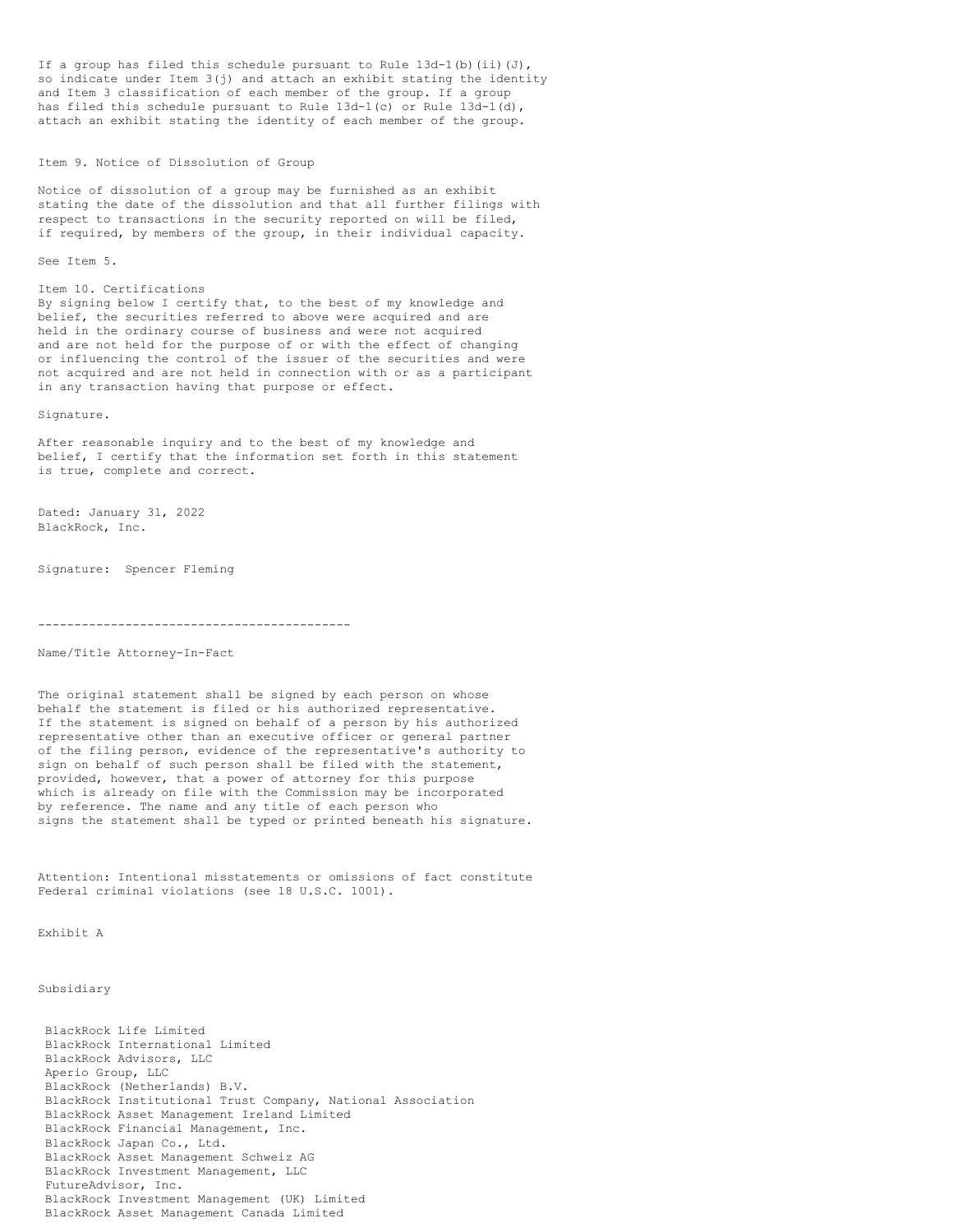If a group has filed this schedule pursuant to Rule 13d-1(b)(ii)(J), so indicate under Item 3(j) and attach an exhibit stating the identity and Item 3 classification of each member of the group. If a group has filed this schedule pursuant to Rule 13d-1(c) or Rule 13d-1(d), attach an exhibit stating the identity of each member of the group.

Item 9. Notice of Dissolution of Group

Notice of dissolution of a group may be furnished as an exhibit stating the date of the dissolution and that all further filings with respect to transactions in the security reported on will be filed, if required, by members of the group, in their individual capacity.

See Item 5.

Item 10. Certifications
By signing below I certify that, to the best of my knowledge and belief, the securities referred to above were acquired and are held in the ordinary course of business and were not acquired and are not held for the purpose of or with the effect of changing or influencing the control of the issuer of the securities and were not acquired and are not held in connection with or as a participant in any transaction having that purpose or effect.

Signature.

After reasonable inquiry and to the best of my knowledge and belief, I certify that the information set forth in this statement is true, complete and correct.

Dated: January 31, 2022
BlackRock, Inc.

Signature: Spencer Fleming

-------------------------------------------

Name/Title Attorney-In-Fact

The original statement shall be signed by each person on whose behalf the statement is filed or his authorized representative. If the statement is signed on behalf of a person by his authorized representative other than an executive officer or general partner of the filing person, evidence of the representative's authority to sign on behalf of such person shall be filed with the statement, provided, however, that a power of attorney for this purpose which is already on file with the Commission may be incorporated by reference. The name and any title of each person who signs the statement shall be typed or printed beneath his signature.

Attention: Intentional misstatements or omissions of fact constitute Federal criminal violations (see 18 U.S.C. 1001).

Exhibit A

Subsidiary

BlackRock Life Limited
BlackRock International Limited
BlackRock Advisors, LLC
Aperio Group, LLC
BlackRock (Netherlands) B.V.
BlackRock Institutional Trust Company, National Association
BlackRock Asset Management Ireland Limited
BlackRock Financial Management, Inc.
BlackRock Japan Co., Ltd.
BlackRock Asset Management Schweiz AG
BlackRock Investment Management, LLC
FutureAdvisor, Inc.
BlackRock Investment Management (UK) Limited
BlackRock Asset Management Canada Limited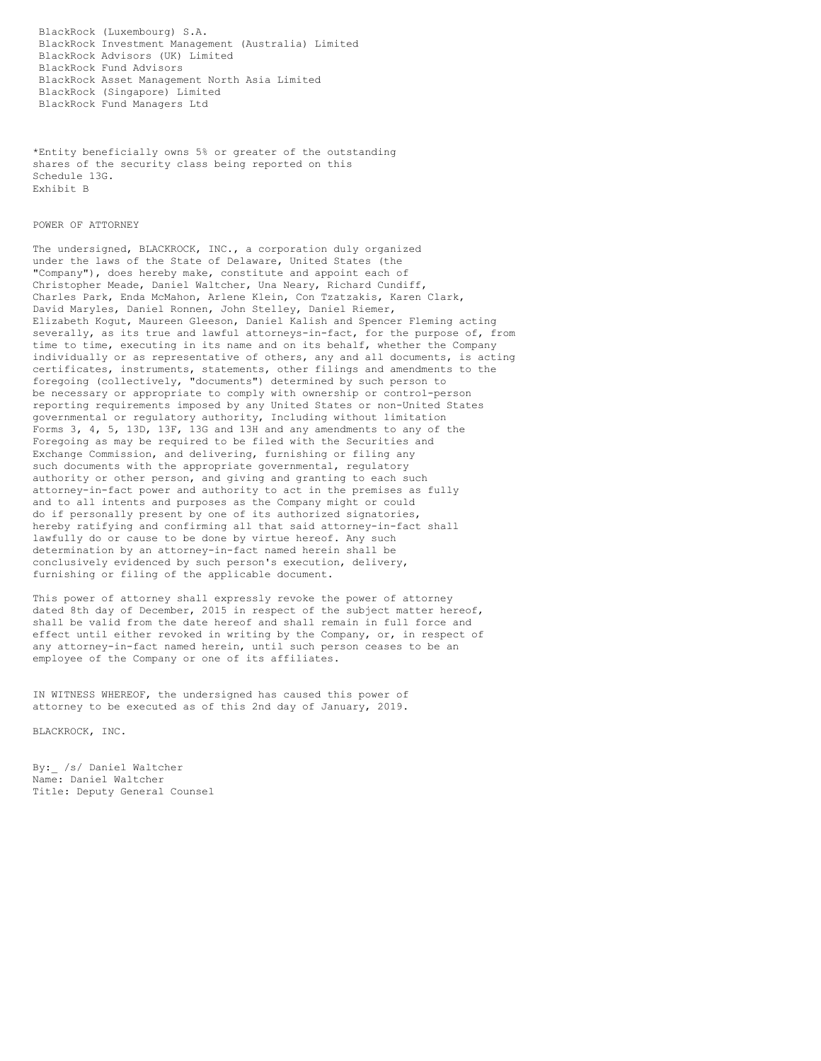BlackRock (Luxembourg) S.A.
BlackRock Investment Management (Australia) Limited
BlackRock Advisors (UK) Limited
BlackRock Fund Advisors
BlackRock Asset Management North Asia Limited
BlackRock (Singapore) Limited
BlackRock Fund Managers Ltd

*Entity beneficially owns 5% or greater of the outstanding shares of the security class being reported on this Schedule 13G.

Exhibit B

POWER OF ATTORNEY

The undersigned, BLACKROCK, INC., a corporation duly organized under the laws of the State of Delaware, United States (the "Company"), does hereby make, constitute and appoint each of Christopher Meade, Daniel Waltcher, Una Neary, Richard Cundiff, Charles Park, Enda McMahon, Arlene Klein, Con Tzatzakis, Karen Clark, David Maryles, Daniel Ronnen, John Stelley, Daniel Riemer, Elizabeth Kogut, Maureen Gleeson, Daniel Kalish and Spencer Fleming acting severally, as its true and lawful attorneys-in-fact, for the purpose of, from time to time, executing in its name and on its behalf, whether the Company individually or as representative of others, any and all documents, is acting certificates, instruments, statements, other filings and amendments to the foregoing (collectively, "documents") determined by such person to be necessary or appropriate to comply with ownership or control-person reporting requirements imposed by any United States or non-United States governmental or regulatory authority, Including without limitation Forms 3, 4, 5, 13D, 13F, 13G and 13H and any amendments to any of the Foregoing as may be required to be filed with the Securities and Exchange Commission, and delivering, furnishing or filing any such documents with the appropriate governmental, regulatory authority or other person, and giving and granting to each such attorney-in-fact power and authority to act in the premises as fully and to all intents and purposes as the Company might or could do if personally present by one of its authorized signatories, hereby ratifying and confirming all that said attorney-in-fact shall lawfully do or cause to be done by virtue hereof. Any such determination by an attorney-in-fact named herein shall be conclusively evidenced by such person's execution, delivery, furnishing or filing of the applicable document.

This power of attorney shall expressly revoke the power of attorney dated 8th day of December, 2015 in respect of the subject matter hereof, shall be valid from the date hereof and shall remain in full force and effect until either revoked in writing by the Company, or, in respect of any attorney-in-fact named herein, until such person ceases to be an employee of the Company or one of its affiliates.

IN WITNESS WHEREOF, the undersigned has caused this power of attorney to be executed as of this 2nd day of January, 2019.

BLACKROCK, INC.

By:_ /s/ Daniel Waltcher
Name: Daniel Waltcher
Title: Deputy General Counsel